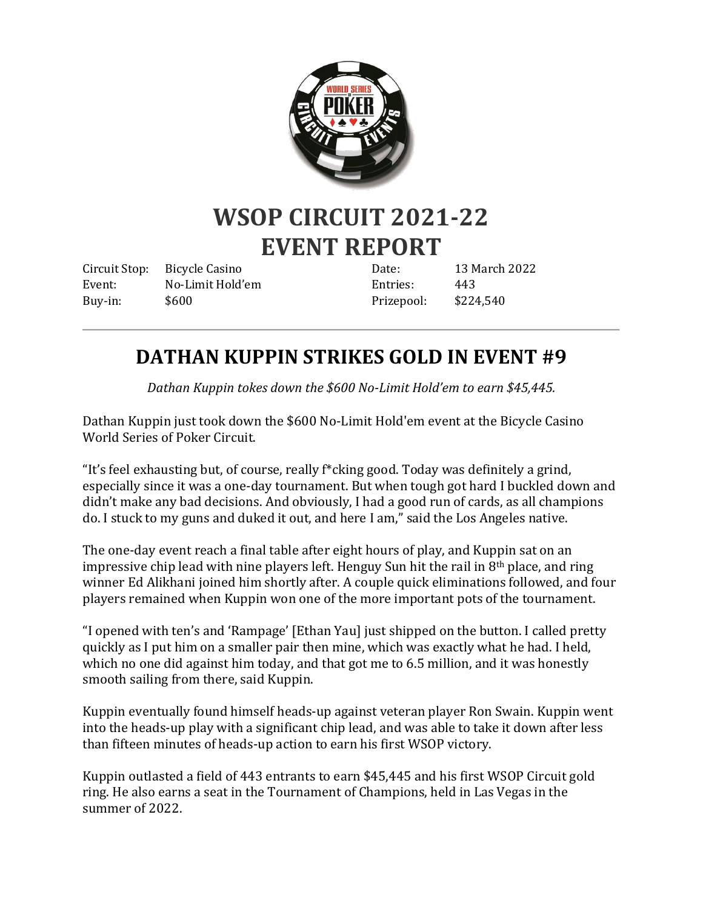# WSOP CIRCUIT 2021-22
# EVENT REPORT

| | | | |
|---|---|---|---|
| Circuit Stop: | Bicycle Casino | Date: | 13 March 2022 |
| Event: | No-Limit Hold'em | Entries: | 443 |
| Buy-in: | $600 | Prizepool: | $224,540 |

---

## DATHAN KUPPIN STRIKES GOLD IN EVENT #9

*Dathan Kuppin tokes down the $600 No-Limit Hold'em to earn $45,445.*

Dathan Kuppin just took down the $600 No-Limit Hold'em event at the Bicycle Casino World Series of Poker Circuit.

"It's feel exhausting but, of course, really f*cking good. Today was definitely a grind, especially since it was a one-day tournament. But when tough got hard I buckled down and didn't make any bad decisions. And obviously, I had a good run of cards, as all champions do. I stuck to my guns and duked it out, and here I am," said the Los Angeles native.

The one-day event reach a final table after eight hours of play, and Kuppin sat on an impressive chip lead with nine players left. Henguy Sun hit the rail in 8th place, and ring winner Ed Alikhani joined him shortly after. A couple quick eliminations followed, and four players remained when Kuppin won one of the more important pots of the tournament.

"I opened with ten's and 'Rampage' [Ethan Yau] just shipped on the button. I called pretty quickly as I put him on a smaller pair then mine, which was exactly what he had. I held, which no one did against him today, and that got me to 6.5 million, and it was honestly smooth sailing from there, said Kuppin.

Kuppin eventually found himself heads-up against veteran player Ron Swain. Kuppin went into the heads-up play with a significant chip lead, and was able to take it down after less than fifteen minutes of heads-up action to earn his first WSOP victory.

Kuppin outlasted a field of 443 entrants to earn $45,445 and his first WSOP Circuit gold ring. He also earns a seat in the Tournament of Champions, held in Las Vegas in the summer of 2022.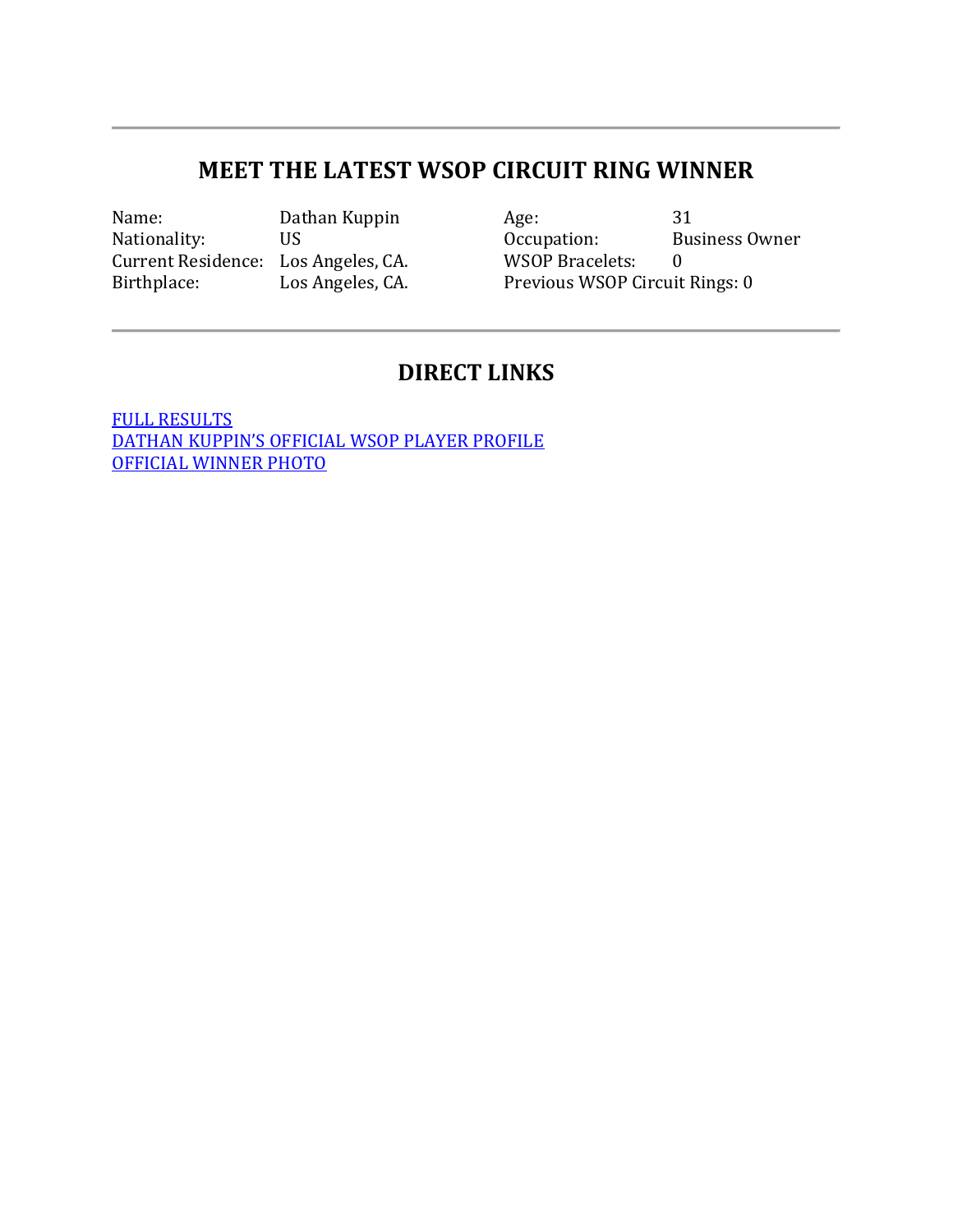## MEET THE LATEST WSOP CIRCUIT RING WINNER

| | | | |
|---|---|---|---|
| Name: | Dathan Kuppin | Age: | 31 |
| Nationality: | US | Occupation: | Business Owner |
| Current Residence: | Los Angeles, CA. | WSOP Bracelets: | 0 |
| Birthplace: | Los Angeles, CA. | Previous WSOP Circuit Rings: | 0 |

## DIRECT LINKS

FULL RESULTS
DATHAN KUPPIN'S OFFICIAL WSOP PLAYER PROFILE
OFFICIAL WINNER PHOTO